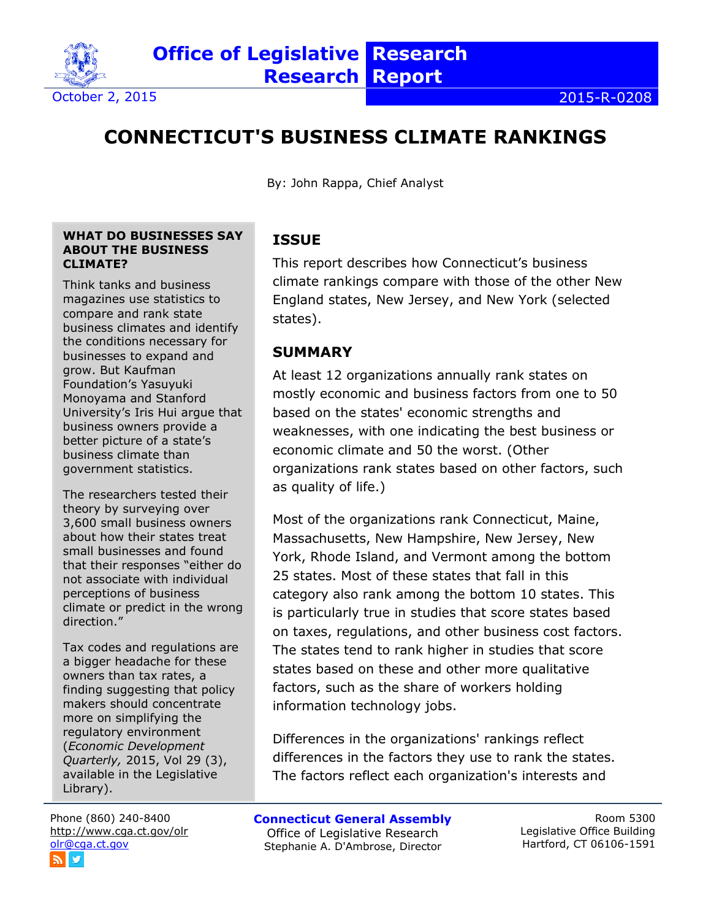Office of Legislative Research

Research Report

October 2, 2015

2015-R-0208

# CONNECTICUT'S BUSINESS CLIMATE RANKINGS

By: John Rappa, Chief Analyst

## ISSUE

This report describes how Connecticut's business climate rankings compare with those of the other New England states, New Jersey, and New York (selected states).

## SUMMARY

At least 12 organizations annually rank states on mostly economic and business factors from one to 50 based on the states' economic strengths and weaknesses, with one indicating the best business or economic climate and 50 the worst. (Other organizations rank states based on other factors, such as quality of life.)

Most of the organizations rank Connecticut, Maine, Massachusetts, New Hampshire, New Jersey, New York, Rhode Island, and Vermont among the bottom 25 states. Most of these states that fall in this category also rank among the bottom 10 states. This is particularly true in studies that score states based on taxes, regulations, and other business cost factors. The states tend to rank higher in studies that score states based on these and other more qualitative factors, such as the share of workers holding information technology jobs.

Differences in the organizations' rankings reflect differences in the factors they use to rank the states. The factors reflect each organization's interests and

**WHAT DO BUSINESSES SAY ABOUT THE BUSINESS CLIMATE?**

Think tanks and business magazines use statistics to compare and rank state business climates and identify the conditions necessary for businesses to expand and grow. But Kaufman Foundation's Yasuyuki Monoyama and Stanford University's Iris Hui argue that business owners provide a better picture of a state's business climate than government statistics.

The researchers tested their theory by surveying over 3,600 small business owners about how their states treat small businesses and found that their responses "either do not associate with individual perceptions of business climate or predict in the wrong direction."

Tax codes and regulations are a bigger headache for these owners than tax rates, a finding suggesting that policy makers should concentrate more on simplifying the regulatory environment (*Economic Development Quarterly,* 2015, Vol 29 (3), available in the Legislative Library).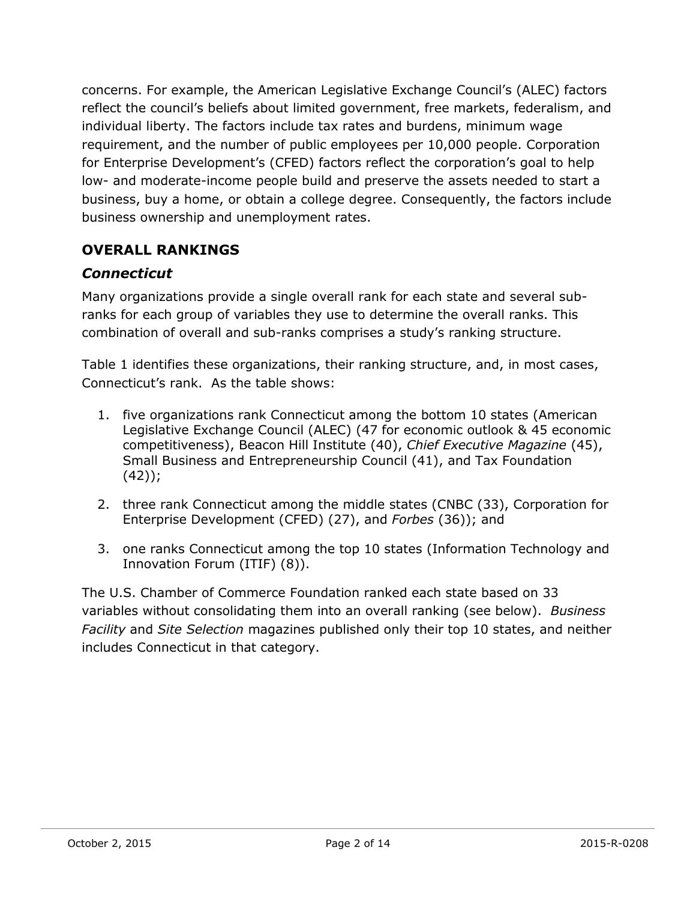concerns. For example, the American Legislative Exchange Council's (ALEC) factors reflect the council's beliefs about limited government, free markets, federalism, and individual liberty. The factors include tax rates and burdens, minimum wage requirement, and the number of public employees per 10,000 people. Corporation for Enterprise Development's (CFED) factors reflect the corporation's goal to help low- and moderate-income people build and preserve the assets needed to start a business, buy a home, or obtain a college degree. Consequently, the factors include business ownership and unemployment rates.

## OVERALL RANKINGS

### *Connecticut*

Many organizations provide a single overall rank for each state and several sub-ranks for each group of variables they use to determine the overall ranks. This combination of overall and sub-ranks comprises a study's ranking structure.

Table 1 identifies these organizations, their ranking structure, and, in most cases, Connecticut's rank. As the table shows:

1. five organizations rank Connecticut among the bottom 10 states (American Legislative Exchange Council (ALEC) (47 for economic outlook & 45 economic competitiveness), Beacon Hill Institute (40), *Chief Executive Magazine* (45), Small Business and Entrepreneurship Council (41), and Tax Foundation (42));
2. three rank Connecticut among the middle states (CNBC (33), Corporation for Enterprise Development (CFED) (27), and *Forbes* (36)); and
3. one ranks Connecticut among the top 10 states (Information Technology and Innovation Forum (ITIF) (8)).

The U.S. Chamber of Commerce Foundation ranked each state based on 33 variables without consolidating them into an overall ranking (see below). *Business Facility* and *Site Selection* magazines published only their top 10 states, and neither includes Connecticut in that category.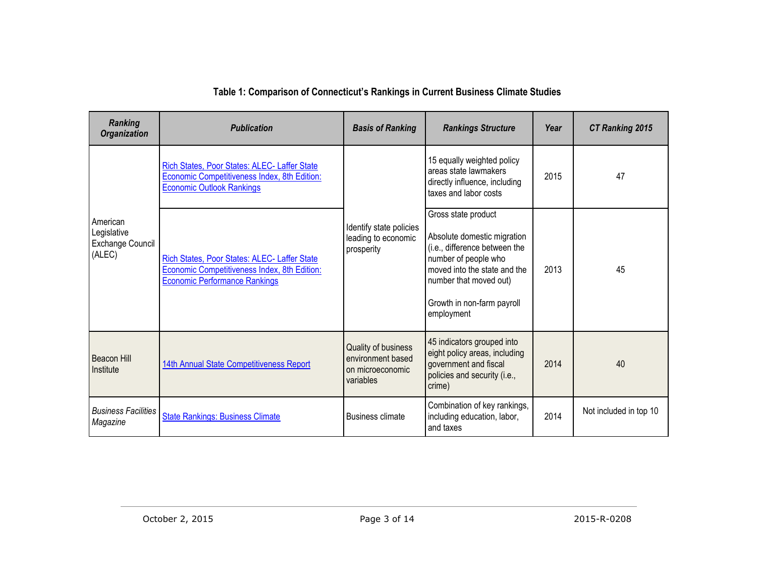**Table 1: Comparison of Connecticut's Rankings in Current Business Climate Studies**

| *Ranking Organization* | *Publication* | *Basis of Ranking* | *Rankings Structure* | *Year* | *CT Ranking 2015* |
|---|---|---|---|---|---|
| American Legislative Exchange Council (ALEC) | Rich States, Poor States: ALEC- Laffer State Economic Competitiveness Index, 8th Edition: Economic Outlook Rankings | Identify state policies leading to economic prosperity | 15 equally weighted policy areas state lawmakers directly influence, including taxes and labor costs | 2015 | 47 |
| | Rich States, Poor States: ALEC- Laffer State Economic Competitiveness Index, 8th Edition: Economic Performance Rankings | | Gross state product<br><br>Absolute domestic migration (i.e., difference between the number of people who moved into the state and the number that moved out)<br><br>Growth in non-farm payroll employment | 2013 | 45 |
| Beacon Hill Institute | 14th Annual State Competitiveness Report | Quality of business environment based on microeconomic variables | 45 indicators grouped into eight policy areas, including government and fiscal policies and security (i.e., crime) | 2014 | 40 |
| *Business Facilities Magazine* | State Rankings: Business Climate | Business climate | Combination of key rankings, including education, labor, and taxes | 2014 | Not included in top 10 |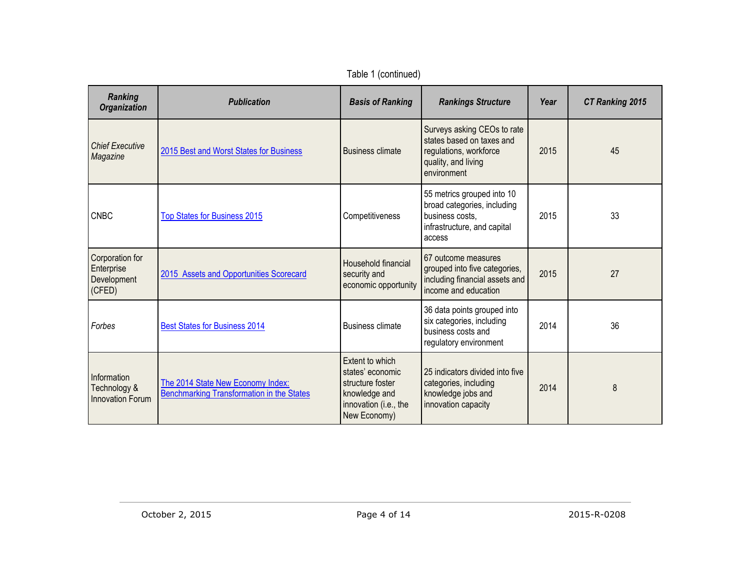Table 1 (continued)

| *Ranking Organization* | *Publication* | *Basis of Ranking* | *Rankings Structure* | *Year* | *CT Ranking 2015* |
|---|---|---|---|---|---|
| *Chief Executive Magazine* | 2015 Best and Worst States for Business | Business climate | Surveys asking CEOs to rate states based on taxes and regulations, workforce quality, and living environment | 2015 | 45 |
| CNBC | Top States for Business 2015 | Competitiveness | 55 metrics grouped into 10 broad categories, including business costs, infrastructure, and capital access | 2015 | 33 |
| Corporation for Enterprise Development (CFED) | 2015 Assets and Opportunities Scorecard | Household financial security and economic opportunity | 67 outcome measures grouped into five categories, including financial assets and income and education | 2015 | 27 |
| *Forbes* | Best States for Business 2014 | Business climate | 36 data points grouped into six categories, including business costs and regulatory environment | 2014 | 36 |
| Information Technology & Innovation Forum | The 2014 State New Economy Index: Benchmarking Transformation in the States | Extent to which states' economic structure foster knowledge and innovation (i.e., the New Economy) | 25 indicators divided into five categories, including knowledge jobs and innovation capacity | 2014 | 8 |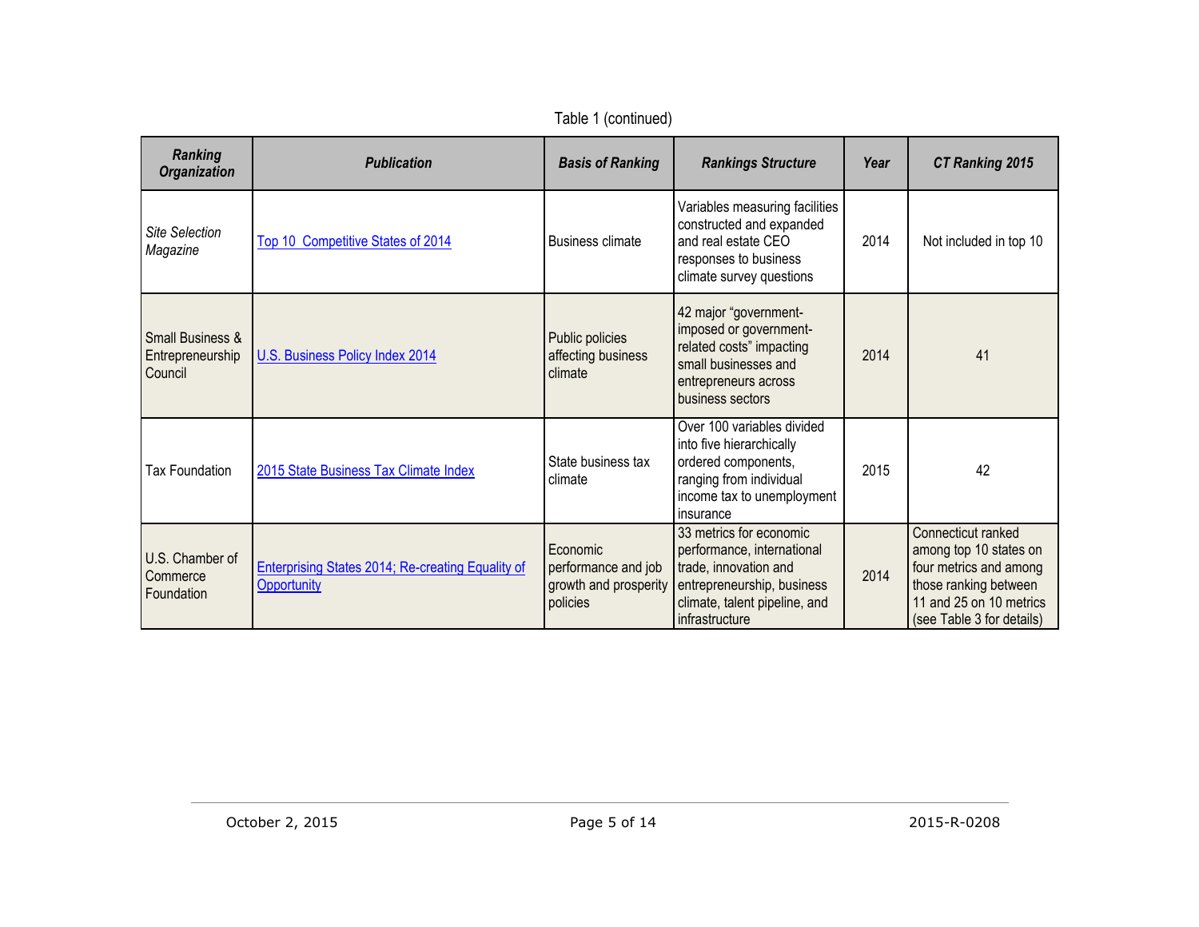Table 1 (continued)

| ***Ranking Organization*** | ***Publication*** | ***Basis of Ranking*** | ***Rankings Structure*** | ***Year*** | ***CT Ranking 2015*** |
|---|---|---|---|---|---|
| *Site Selection Magazine* | Top 10 Competitive States of 2014 | Business climate | Variables measuring facilities constructed and expanded and real estate CEO responses to business climate survey questions | 2014 | Not included in top 10 |
| Small Business & Entrepreneurship Council | U.S. Business Policy Index 2014 | Public policies affecting business climate | 42 major "government-imposed or government-related costs" impacting small businesses and entrepreneurs across business sectors | 2014 | 41 |
| Tax Foundation | 2015 State Business Tax Climate Index | State business tax climate | Over 100 variables divided into five hierarchically ordered components, ranging from individual income tax to unemployment insurance | 2015 | 42 |
| U.S. Chamber of Commerce Foundation | Enterprising States 2014; Re-creating Equality of Opportunity | Economic performance and job growth and prosperity policies | 33 metrics for economic performance, international trade, innovation and entrepreneurship, business climate, talent pipeline, and infrastructure | 2014 | Connecticut ranked among top 10 states on four metrics and among those ranking between 11 and 25 on 10 metrics (see Table 3 for details) |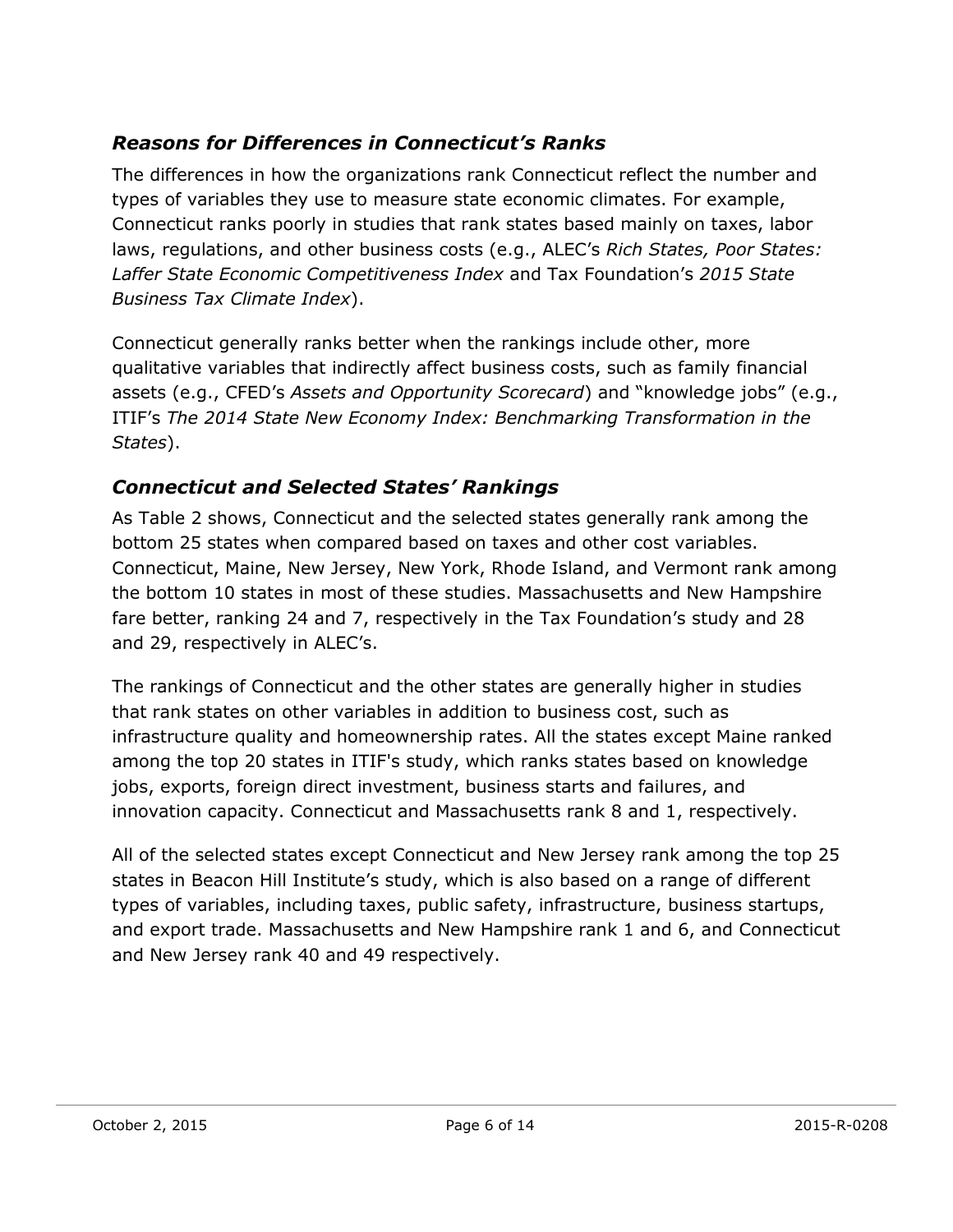### *Reasons for Differences in Connecticut's Ranks*

The differences in how the organizations rank Connecticut reflect the number and types of variables they use to measure state economic climates. For example, Connecticut ranks poorly in studies that rank states based mainly on taxes, labor laws, regulations, and other business costs (e.g., ALEC's *Rich States, Poor States: Laffer State Economic Competitiveness Index* and Tax Foundation's *2015 State Business Tax Climate Index*).

Connecticut generally ranks better when the rankings include other, more qualitative variables that indirectly affect business costs, such as family financial assets (e.g., CFED's *Assets and Opportunity Scorecard*) and "knowledge jobs" (e.g., ITIF's *The 2014 State New Economy Index: Benchmarking Transformation in the States*).

### *Connecticut and Selected States' Rankings*

As Table 2 shows, Connecticut and the selected states generally rank among the bottom 25 states when compared based on taxes and other cost variables. Connecticut, Maine, New Jersey, New York, Rhode Island, and Vermont rank among the bottom 10 states in most of these studies. Massachusetts and New Hampshire fare better, ranking 24 and 7, respectively in the Tax Foundation's study and 28 and 29, respectively in ALEC's.

The rankings of Connecticut and the other states are generally higher in studies that rank states on other variables in addition to business cost, such as infrastructure quality and homeownership rates. All the states except Maine ranked among the top 20 states in ITIF's study, which ranks states based on knowledge jobs, exports, foreign direct investment, business starts and failures, and innovation capacity. Connecticut and Massachusetts rank 8 and 1, respectively.

All of the selected states except Connecticut and New Jersey rank among the top 25 states in Beacon Hill Institute's study, which is also based on a range of different types of variables, including taxes, public safety, infrastructure, business startups, and export trade. Massachusetts and New Hampshire rank 1 and 6, and Connecticut and New Jersey rank 40 and 49 respectively.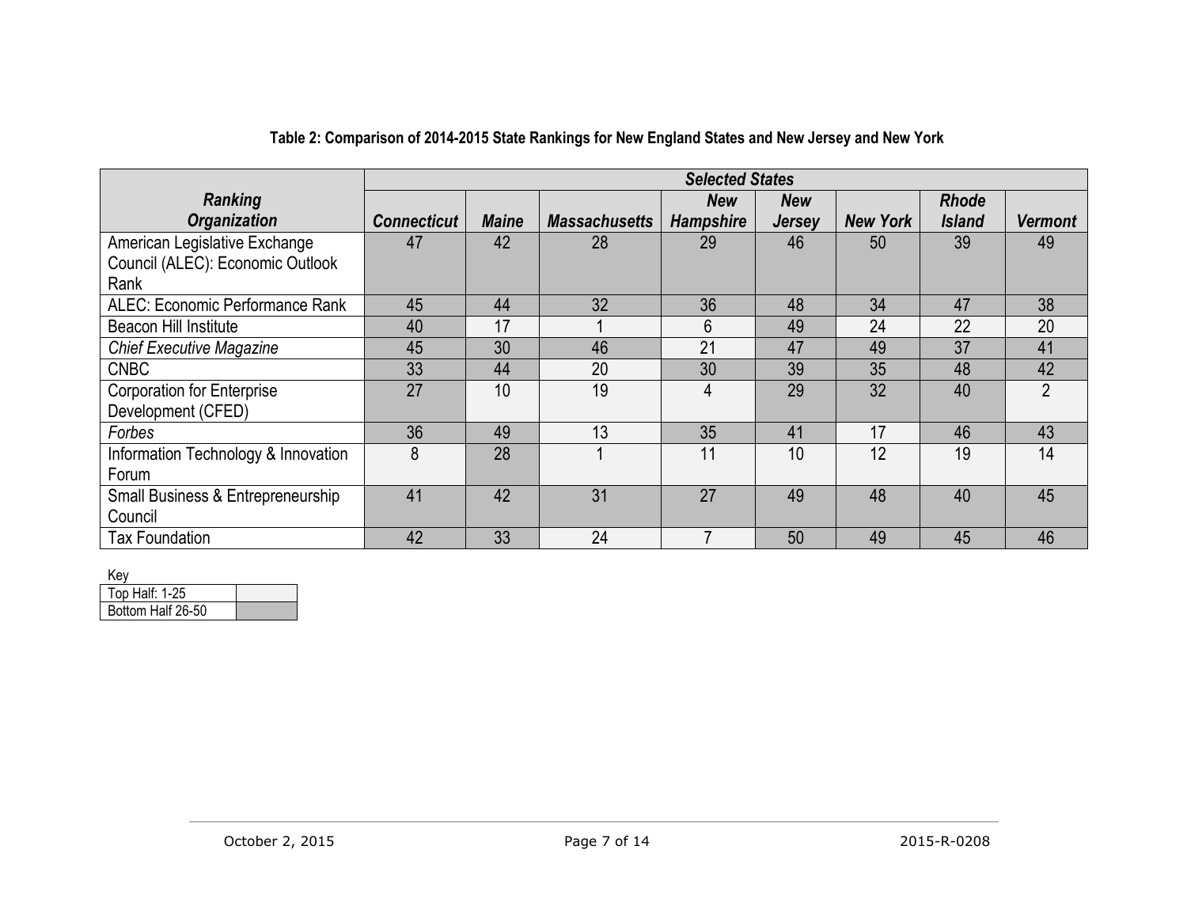**Table 2: Comparison of 2014-2015 State Rankings for New England States and New Jersey and New York**

| ***Ranking Organization*** | ***Selected States*** | | | | | | | |
|---|---|---|---|---|---|---|---|---|
| | ***Connecticut*** | ***Maine*** | ***Massachusetts*** | ***New Hampshire*** | ***New Jersey*** | ***New York*** | ***Rhode Island*** | ***Vermont*** |
| American Legislative Exchange Council (ALEC): Economic Outlook Rank | 47 | 42 | 28 | 29 | 46 | 50 | 39 | 49 |
| ALEC: Economic Performance Rank | 45 | 44 | 32 | 36 | 48 | 34 | 47 | 38 |
| Beacon Hill Institute | 40 | 17 | 1 | 6 | 49 | 24 | 22 | 20 |
| *Chief Executive Magazine* | 45 | 30 | 46 | 21 | 47 | 49 | 37 | 41 |
| CNBC | 33 | 44 | 20 | 30 | 39 | 35 | 48 | 42 |
| Corporation for Enterprise Development (CFED) | 27 | 10 | 19 | 4 | 29 | 32 | 40 | 2 |
| *Forbes* | 36 | 49 | 13 | 35 | 41 | 17 | 46 | 43 |
| Information Technology & Innovation Forum | 8 | 28 | 1 | 11 | 10 | 12 | 19 | 14 |
| Small Business & Entrepreneurship Council | 41 | 42 | 31 | 27 | 49 | 48 | 40 | 45 |
| Tax Foundation | 42 | 33 | 24 | 7 | 50 | 49 | 45 | 46 |

Key

| Top Half: 1-25 | (light) |
|---|---|
| Bottom Half 26-50 | (dark) |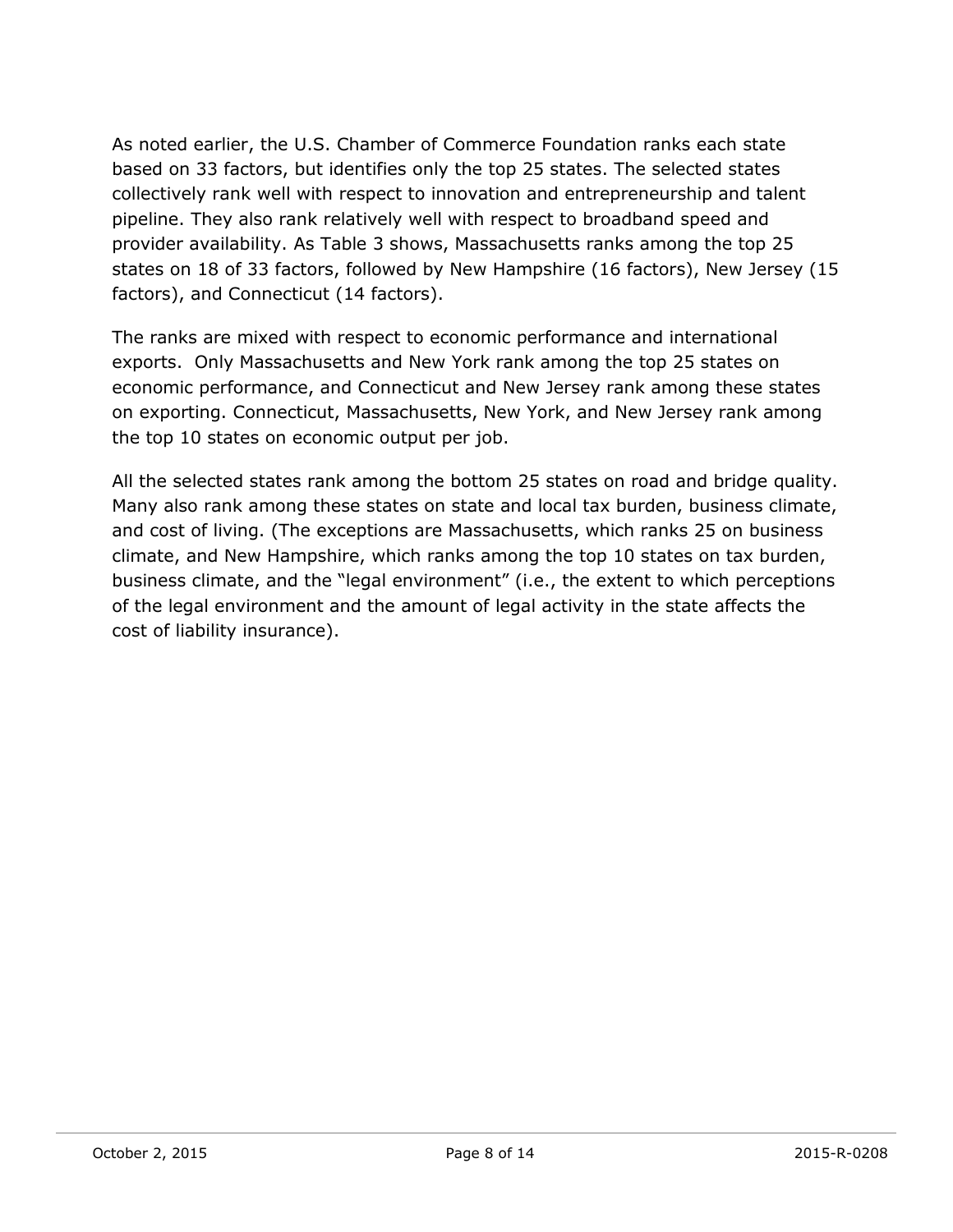As noted earlier, the U.S. Chamber of Commerce Foundation ranks each state based on 33 factors, but identifies only the top 25 states. The selected states collectively rank well with respect to innovation and entrepreneurship and talent pipeline. They also rank relatively well with respect to broadband speed and provider availability. As Table 3 shows, Massachusetts ranks among the top 25 states on 18 of 33 factors, followed by New Hampshire (16 factors), New Jersey (15 factors), and Connecticut (14 factors).

The ranks are mixed with respect to economic performance and international exports. Only Massachusetts and New York rank among the top 25 states on economic performance, and Connecticut and New Jersey rank among these states on exporting. Connecticut, Massachusetts, New York, and New Jersey rank among the top 10 states on economic output per job.

All the selected states rank among the bottom 25 states on road and bridge quality. Many also rank among these states on state and local tax burden, business climate, and cost of living. (The exceptions are Massachusetts, which ranks 25 on business climate, and New Hampshire, which ranks among the top 10 states on tax burden, business climate, and the "legal environment" (i.e., the extent to which perceptions of the legal environment and the amount of legal activity in the state affects the cost of liability insurance).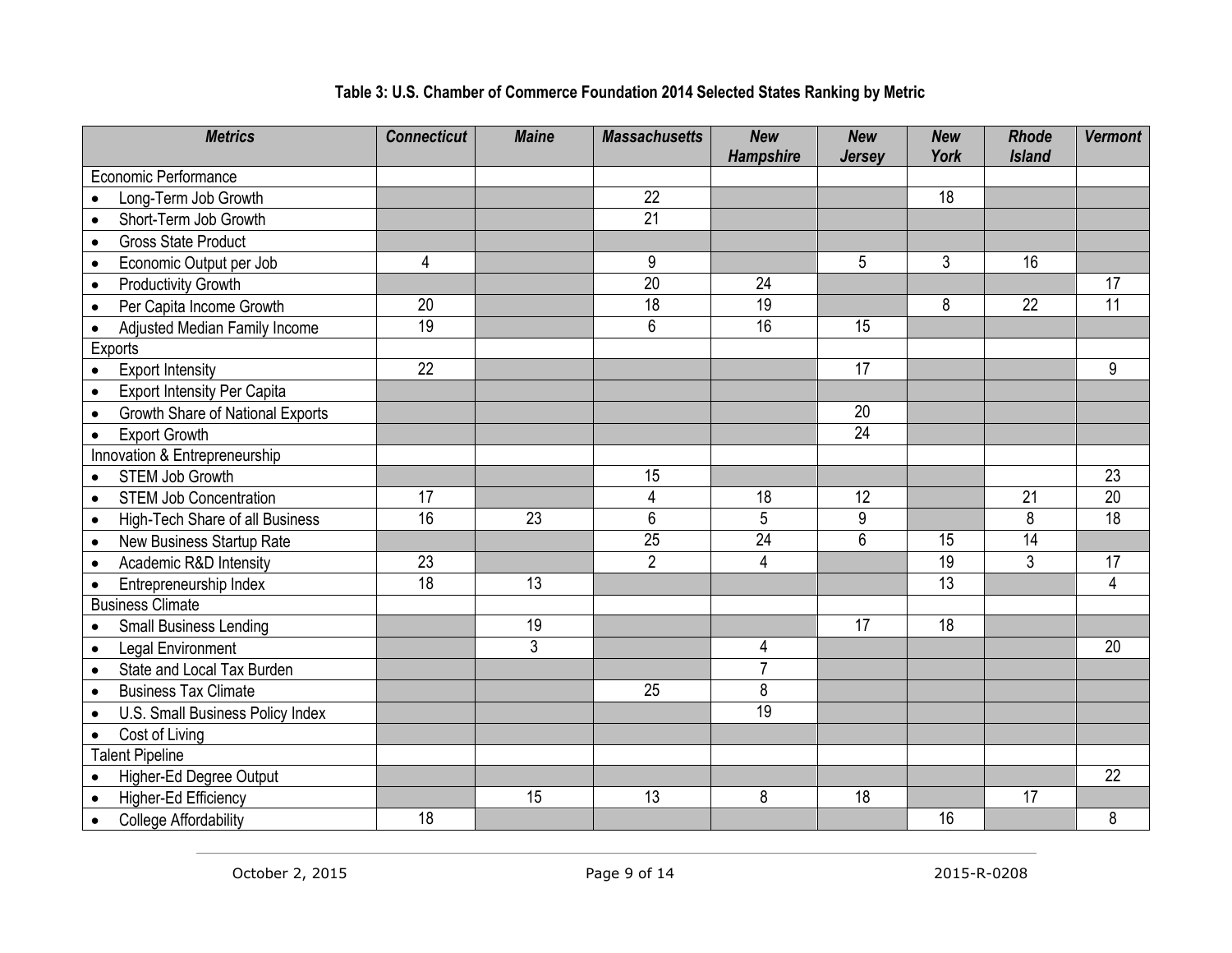**Table 3: U.S. Chamber of Commerce Foundation 2014 Selected States Ranking by Metric**

| *Metrics* | *Connecticut* | *Maine* | *Massachusetts* | *New Hampshire* | *New Jersey* | *New York* | *Rhode Island* | *Vermont* |
|---|---|---|---|---|---|---|---|---|
| Economic Performance | | | | | | | | |
| • Long-Term Job Growth | | | 22 | | | 18 | | |
| • Short-Term Job Growth | | | 21 | | | | | |
| • Gross State Product | | | | | | | | |
| • Economic Output per Job | 4 | | 9 | | 5 | 3 | 16 | |
| • Productivity Growth | | | 20 | 24 | | | | 17 |
| • Per Capita Income Growth | 20 | | 18 | 19 | | 8 | 22 | 11 |
| • Adjusted Median Family Income | 19 | | 6 | 16 | 15 | | | |
| Exports | | | | | | | | |
| • Export Intensity | 22 | | | | 17 | | | 9 |
| • Export Intensity Per Capita | | | | | | | | |
| • Growth Share of National Exports | | | | | 20 | | | |
| • Export Growth | | | | | 24 | | | |
| Innovation & Entrepreneurship | | | | | | | | |
| • STEM Job Growth | | | 15 | | | | | 23 |
| • STEM Job Concentration | 17 | | 4 | 18 | 12 | | 21 | 20 |
| • High-Tech Share of all Business | 16 | 23 | 6 | 5 | 9 | | 8 | 18 |
| • New Business Startup Rate | | | 25 | 24 | 6 | 15 | 14 | |
| • Academic R&D Intensity | 23 | | 2 | 4 | | 19 | 3 | 17 |
| • Entrepreneurship Index | 18 | 13 | | | | 13 | | 4 |
| Business Climate | | | | | | | | |
| • Small Business Lending | | 19 | | | 17 | 18 | | |
| • Legal Environment | | 3 | | 4 | | | | 20 |
| • State and Local Tax Burden | | | | 7 | | | | |
| • Business Tax Climate | | | 25 | 8 | | | | |
| • U.S. Small Business Policy Index | | | | 19 | | | | |
| • Cost of Living | | | | | | | | |
| Talent Pipeline | | | | | | | | |
| • Higher-Ed Degree Output | | | | | | | | 22 |
| • Higher-Ed Efficiency | | 15 | 13 | 8 | 18 | | 17 | |
| • College Affordability | 18 | | | | | 16 | | 8 |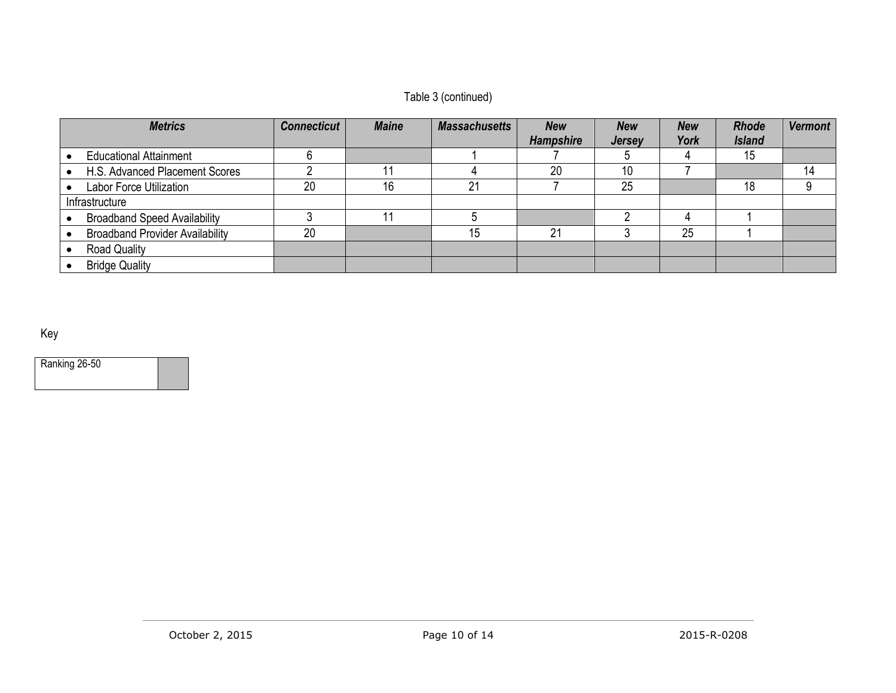Table 3 (continued)

| *Metrics* | *Connecticut* | *Maine* | *Massachusetts* | *New Hampshire* | *New Jersey* | *New York* | *Rhode Island* | *Vermont* |
|---|---|---|---|---|---|---|---|---|
| • Educational Attainment | 6 | | 1 | 7 | 5 | 4 | 15 | |
| • H.S. Advanced Placement Scores | 2 | 11 | 4 | 20 | 10 | 7 | | 14 |
| • Labor Force Utilization | 20 | 16 | 21 | 7 | 25 | | 18 | 9 |
| Infrastructure | | | | | | | | |
| • Broadband Speed Availability | 3 | 11 | 5 | | 2 | 4 | 1 | |
| • Broadband Provider Availability | 20 | | 15 | 21 | 3 | 25 | 1 | |
| • Road Quality | | | | | | | | |
| • Bridge Quality | | | | | | | | |

Key

| Ranking 26-50 | (shaded) |
|---|---|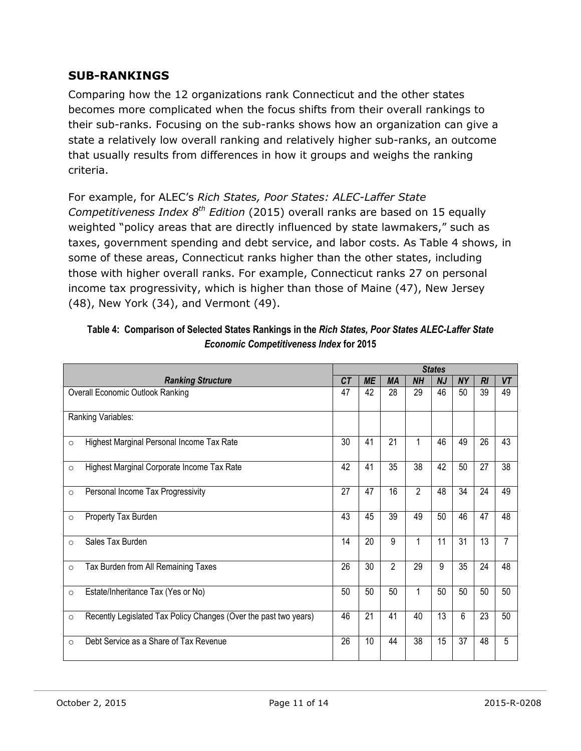## SUB-RANKINGS

Comparing how the 12 organizations rank Connecticut and the other states becomes more complicated when the focus shifts from their overall rankings to their sub-ranks. Focusing on the sub-ranks shows how an organization can give a state a relatively low overall ranking and relatively higher sub-ranks, an outcome that usually results from differences in how it groups and weighs the ranking criteria.

For example, for ALEC's *Rich States, Poor States: ALEC-Laffer State Competitiveness Index 8th Edition* (2015) overall ranks are based on 15 equally weighted "policy areas that are directly influenced by state lawmakers," such as taxes, government spending and debt service, and labor costs. As Table 4 shows, in some of these areas, Connecticut ranks higher than the other states, including those with higher overall ranks. For example, Connecticut ranks 27 on personal income tax progressivity, which is higher than those of Maine (47), New Jersey (48), New York (34), and Vermont (49).

**Table 4: Comparison of Selected States Rankings in the *Rich States, Poor States ALEC-Laffer State Economic Competitiveness Index* for 2015**

| | ***States*** | | | | | | | |
|---|---|---|---|---|---|---|---|---|
| ***Ranking Structure*** | ***CT*** | ***ME*** | ***MA*** | ***NH*** | ***NJ*** | ***NY*** | ***RI*** | ***VT*** |
| Overall Economic Outlook Ranking | 47 | 42 | 28 | 29 | 46 | 50 | 39 | 49 |
| Ranking Variables: | | | | | | | | |
| ○ Highest Marginal Personal Income Tax Rate | 30 | 41 | 21 | 1 | 46 | 49 | 26 | 43 |
| ○ Highest Marginal Corporate Income Tax Rate | 42 | 41 | 35 | 38 | 42 | 50 | 27 | 38 |
| ○ Personal Income Tax Progressivity | 27 | 47 | 16 | 2 | 48 | 34 | 24 | 49 |
| ○ Property Tax Burden | 43 | 45 | 39 | 49 | 50 | 46 | 47 | 48 |
| ○ Sales Tax Burden | 14 | 20 | 9 | 1 | 11 | 31 | 13 | 7 |
| ○ Tax Burden from All Remaining Taxes | 26 | 30 | 2 | 29 | 9 | 35 | 24 | 48 |
| ○ Estate/Inheritance Tax (Yes or No) | 50 | 50 | 50 | 1 | 50 | 50 | 50 | 50 |
| ○ Recently Legislated Tax Policy Changes (Over the past two years) | 46 | 21 | 41 | 40 | 13 | 6 | 23 | 50 |
| ○ Debt Service as a Share of Tax Revenue | 26 | 10 | 44 | 38 | 15 | 37 | 48 | 5 |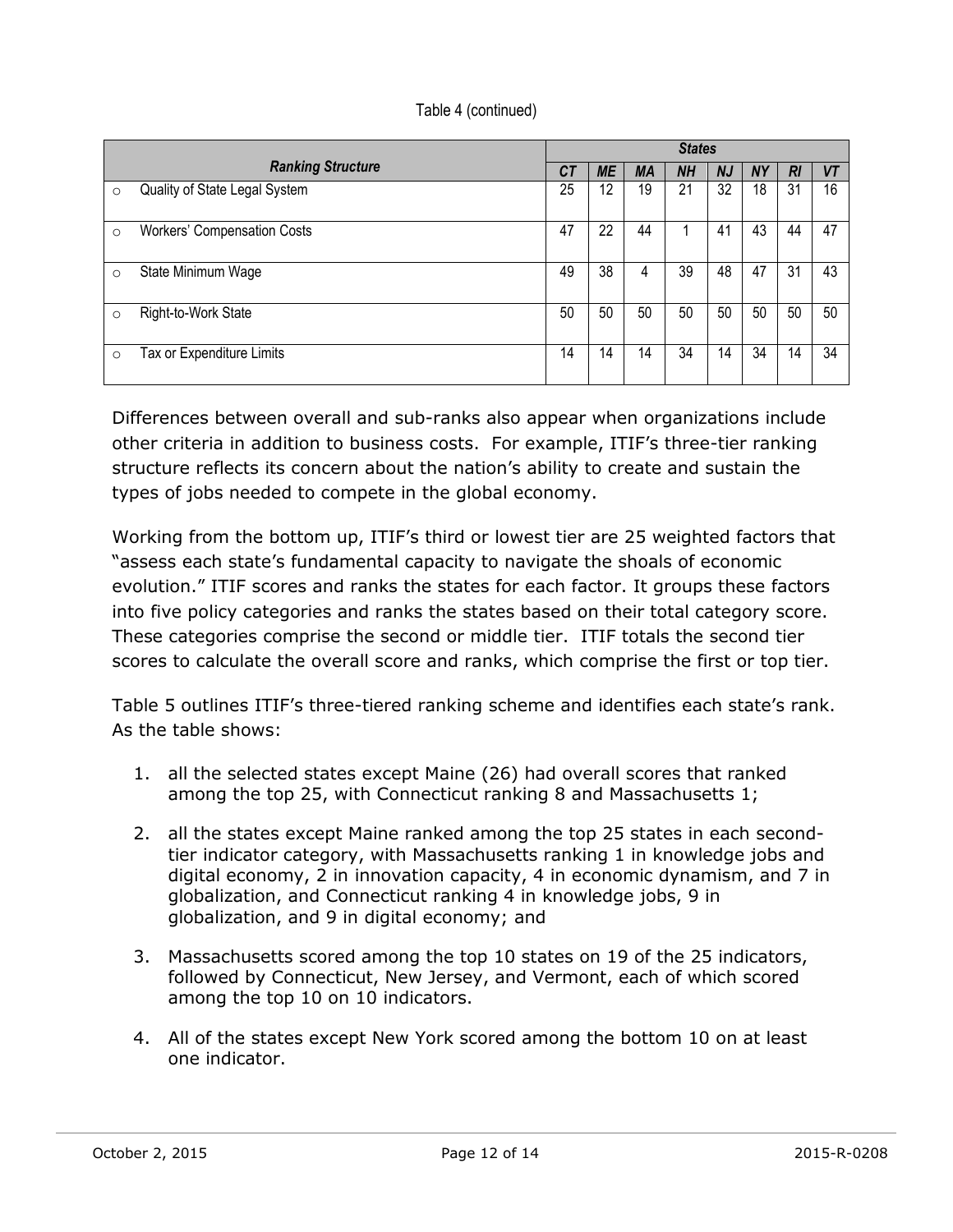Table 4 (continued)

| Ranking Structure | States | | | | | | | |
|---|---|---|---|---|---|---|---|---|
| | CT | ME | MA | NH | NJ | NY | RI | VT |
| ○ Quality of State Legal System | 25 | 12 | 19 | 21 | 32 | 18 | 31 | 16 |
| ○ Workers' Compensation Costs | 47 | 22 | 44 | 1 | 41 | 43 | 44 | 47 |
| ○ State Minimum Wage | 49 | 38 | 4 | 39 | 48 | 47 | 31 | 43 |
| ○ Right-to-Work State | 50 | 50 | 50 | 50 | 50 | 50 | 50 | 50 |
| ○ Tax or Expenditure Limits | 14 | 14 | 14 | 34 | 14 | 34 | 14 | 34 |

Differences between overall and sub-ranks also appear when organizations include other criteria in addition to business costs. For example, ITIF's three-tier ranking structure reflects its concern about the nation's ability to create and sustain the types of jobs needed to compete in the global economy.

Working from the bottom up, ITIF's third or lowest tier are 25 weighted factors that "assess each state's fundamental capacity to navigate the shoals of economic evolution." ITIF scores and ranks the states for each factor. It groups these factors into five policy categories and ranks the states based on their total category score. These categories comprise the second or middle tier. ITIF totals the second tier scores to calculate the overall score and ranks, which comprise the first or top tier.

Table 5 outlines ITIF's three-tiered ranking scheme and identifies each state's rank. As the table shows:

1. all the selected states except Maine (26) had overall scores that ranked among the top 25, with Connecticut ranking 8 and Massachusetts 1;
2. all the states except Maine ranked among the top 25 states in each second-tier indicator category, with Massachusetts ranking 1 in knowledge jobs and digital economy, 2 in innovation capacity, 4 in economic dynamism, and 7 in globalization, and Connecticut ranking 4 in knowledge jobs, 9 in globalization, and 9 in digital economy; and
3. Massachusetts scored among the top 10 states on 19 of the 25 indicators, followed by Connecticut, New Jersey, and Vermont, each of which scored among the top 10 on 10 indicators.
4. All of the states except New York scored among the bottom 10 on at least one indicator.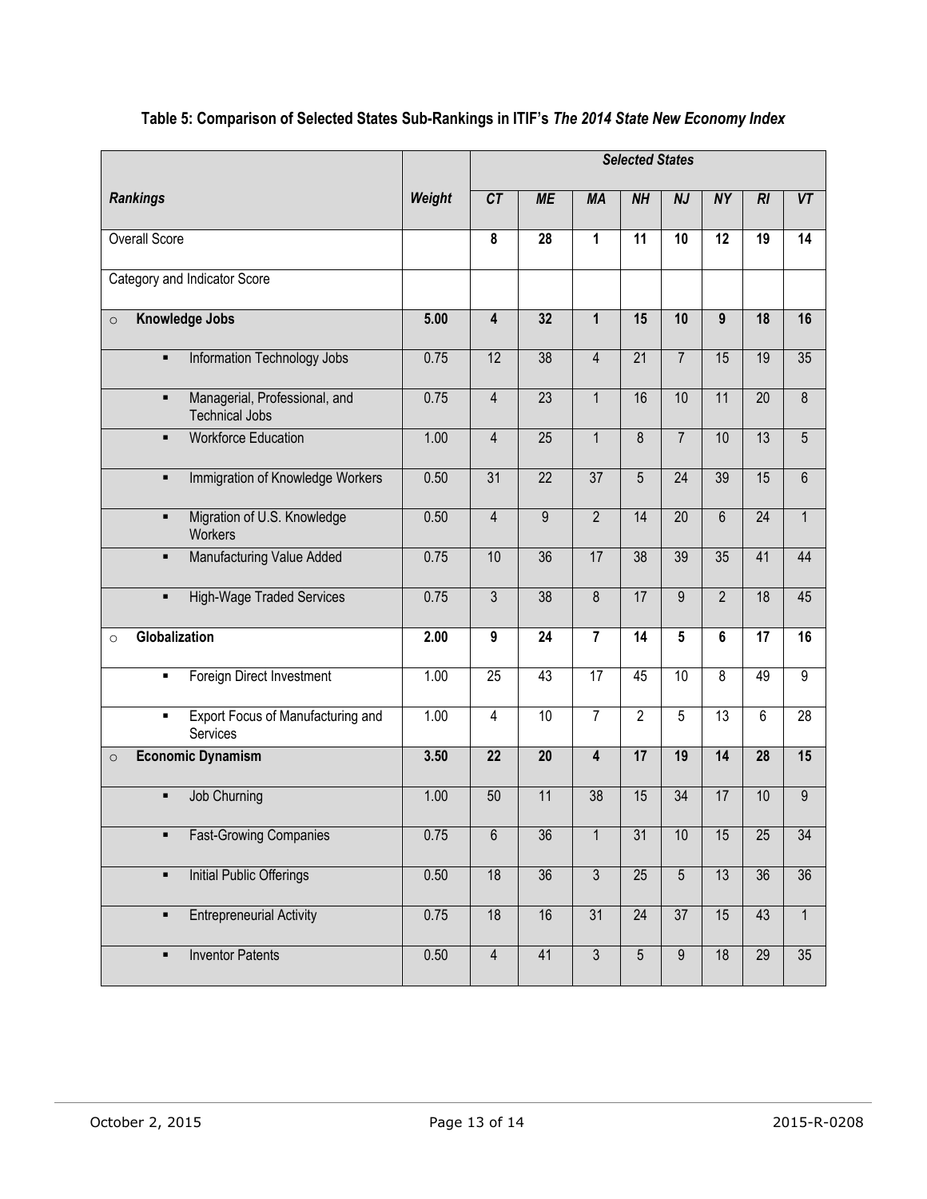**Table 5: Comparison of Selected States Sub-Rankings in ITIF's *The 2014 State New Economy Index***

| | | *Selected States* | | | | | | | |
|---|---|---|---|---|---|---|---|---|---|
| ***Rankings*** | ***Weight*** | ***CT*** | ***ME*** | ***MA*** | ***NH*** | ***NJ*** | ***NY*** | ***RI*** | ***VT*** |
| Overall Score | | **8** | **28** | **1** | **11** | **10** | **12** | **19** | **14** |
| Category and Indicator Score | | | | | | | | | |
| ○ **Knowledge Jobs** | **5.00** | **4** | **32** | **1** | **15** | **10** | **9** | **18** | **16** |
| ▪ Information Technology Jobs | 0.75 | 12 | 38 | 4 | 21 | 7 | 15 | 19 | 35 |
| ▪ Managerial, Professional, and Technical Jobs | 0.75 | 4 | 23 | 1 | 16 | 10 | 11 | 20 | 8 |
| ▪ Workforce Education | 1.00 | 4 | 25 | 1 | 8 | 7 | 10 | 13 | 5 |
| ▪ Immigration of Knowledge Workers | 0.50 | 31 | 22 | 37 | 5 | 24 | 39 | 15 | 6 |
| ▪ Migration of U.S. Knowledge Workers | 0.50 | 4 | 9 | 2 | 14 | 20 | 6 | 24 | 1 |
| ▪ Manufacturing Value Added | 0.75 | 10 | 36 | 17 | 38 | 39 | 35 | 41 | 44 |
| ▪ High-Wage Traded Services | 0.75 | 3 | 38 | 8 | 17 | 9 | 2 | 18 | 45 |
| ○ **Globalization** | **2.00** | **9** | **24** | **7** | **14** | **5** | **6** | **17** | **16** |
| ▪ Foreign Direct Investment | 1.00 | 25 | 43 | 17 | 45 | 10 | 8 | 49 | 9 |
| ▪ Export Focus of Manufacturing and Services | 1.00 | 4 | 10 | 7 | 2 | 5 | 13 | 6 | 28 |
| ○ **Economic Dynamism** | **3.50** | **22** | **20** | **4** | **17** | **19** | **14** | **28** | **15** |
| ▪ Job Churning | 1.00 | 50 | 11 | 38 | 15 | 34 | 17 | 10 | 9 |
| ▪ Fast-Growing Companies | 0.75 | 6 | 36 | 1 | 31 | 10 | 15 | 25 | 34 |
| ▪ Initial Public Offerings | 0.50 | 18 | 36 | 3 | 25 | 5 | 13 | 36 | 36 |
| ▪ Entrepreneurial Activity | 0.75 | 18 | 16 | 31 | 24 | 37 | 15 | 43 | 1 |
| ▪ Inventor Patents | 0.50 | 4 | 41 | 3 | 5 | 9 | 18 | 29 | 35 |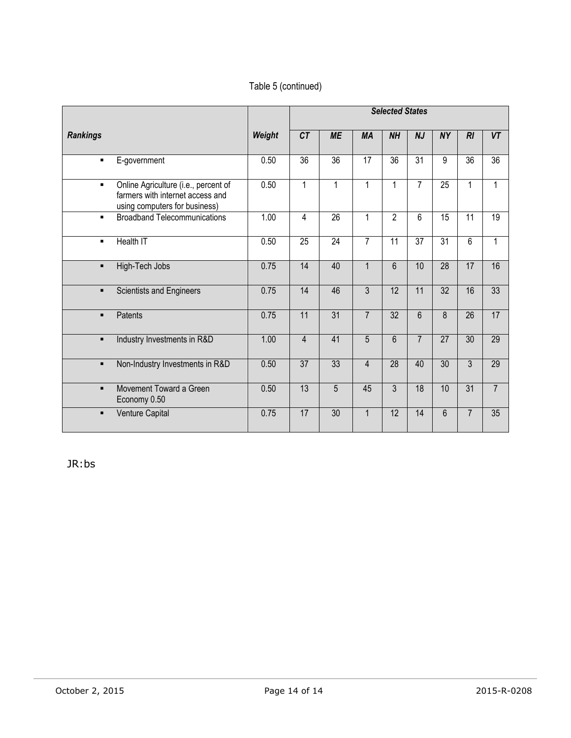Table 5 (continued)

| Rankings | Weight | Selected States | | | | | | | |
|---|---|---|---|---|---|---|---|---|---|
| | | CT | ME | MA | NH | NJ | NY | RI | VT |
| ▪ E-government | 0.50 | 36 | 36 | 17 | 36 | 31 | 9 | 36 | 36 |
| ▪ Online Agriculture (i.e., percent of farmers with internet access and using computers for business) | 0.50 | 1 | 1 | 1 | 1 | 7 | 25 | 1 | 1 |
| ▪ Broadband Telecommunications | 1.00 | 4 | 26 | 1 | 2 | 6 | 15 | 11 | 19 |
| ▪ Health IT | 0.50 | 25 | 24 | 7 | 11 | 37 | 31 | 6 | 1 |
| ▪ High-Tech Jobs | 0.75 | 14 | 40 | 1 | 6 | 10 | 28 | 17 | 16 |
| ▪ Scientists and Engineers | 0.75 | 14 | 46 | 3 | 12 | 11 | 32 | 16 | 33 |
| ▪ Patents | 0.75 | 11 | 31 | 7 | 32 | 6 | 8 | 26 | 17 |
| ▪ Industry Investments in R&D | 1.00 | 4 | 41 | 5 | 6 | 7 | 27 | 30 | 29 |
| ▪ Non-Industry Investments in R&D | 0.50 | 37 | 33 | 4 | 28 | 40 | 30 | 3 | 29 |
| ▪ Movement Toward a Green Economy 0.50 | 0.50 | 13 | 5 | 45 | 3 | 18 | 10 | 31 | 7 |
| ▪ Venture Capital | 0.75 | 17 | 30 | 1 | 12 | 14 | 6 | 7 | 35 |

JR:bs